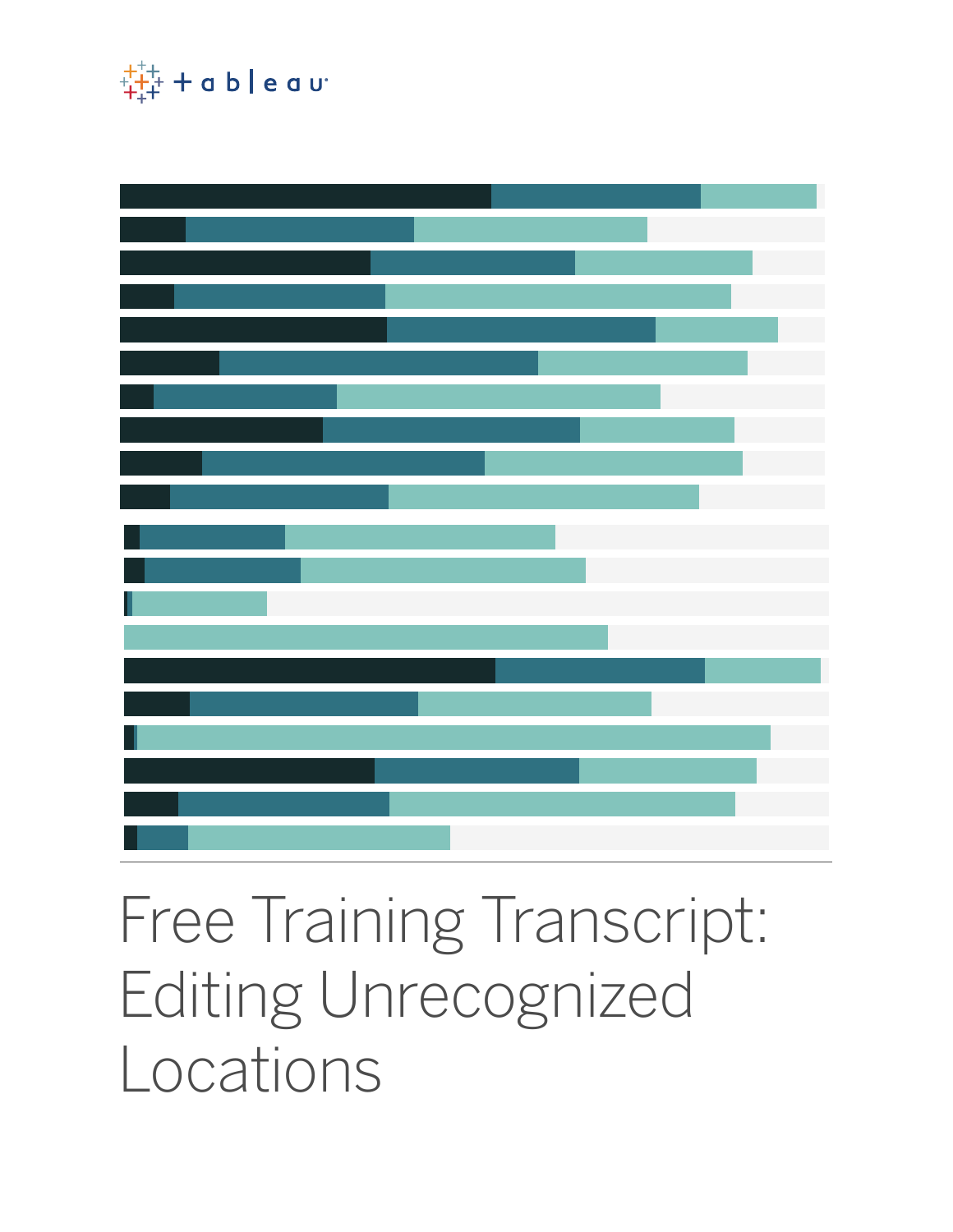# Free Training Transcript: Editing Unrecognized Locations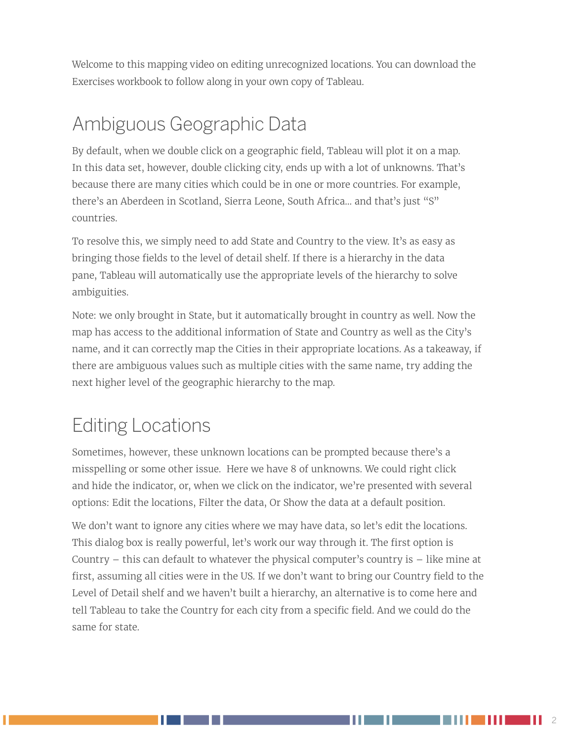Welcome to this mapping video on editing unrecognized locations. You can download the Exercises workbook to follow along in your own copy of Tableau.

## Ambiguous Geographic Data

By default, when we double click on a geographic field, Tableau will plot it on a map. In this data set, however, double clicking city, ends up with a lot of unknowns. That's because there are many cities which could be in one or more countries. For example, there's an Aberdeen in Scotland, Sierra Leone, South Africa... and that's just "S" countries.

To resolve this, we simply need to add State and Country to the view. It's as easy as bringing those fields to the level of detail shelf. If there is a hierarchy in the data pane, Tableau will automatically use the appropriate levels of the hierarchy to solve ambiguities.

Note: we only brought in State, but it automatically brought in country as well. Now the map has access to the additional information of State and Country as well as the City's name, and it can correctly map the Cities in their appropriate locations. As a takeaway, if there are ambiguous values such as multiple cities with the same name, try adding the next higher level of the geographic hierarchy to the map.

## Editing Locations

Sometimes, however, these unknown locations can be prompted because there's a misspelling or some other issue.  Here we have 8 of unknowns. We could right click and hide the indicator, or, when we click on the indicator, we're presented with several options: Edit the locations, Filter the data, Or Show the data at a default position.

We don't want to ignore any cities where we may have data, so let's edit the locations. This dialog box is really powerful, let's work our way through it. The first option is Country – this can default to whatever the physical computer's country is – like mine at first, assuming all cities were in the US. If we don't want to bring our Country field to the Level of Detail shelf and we haven't built a hierarchy, an alternative is to come here and tell Tableau to take the Country for each city from a specific field. And we could do the same for state.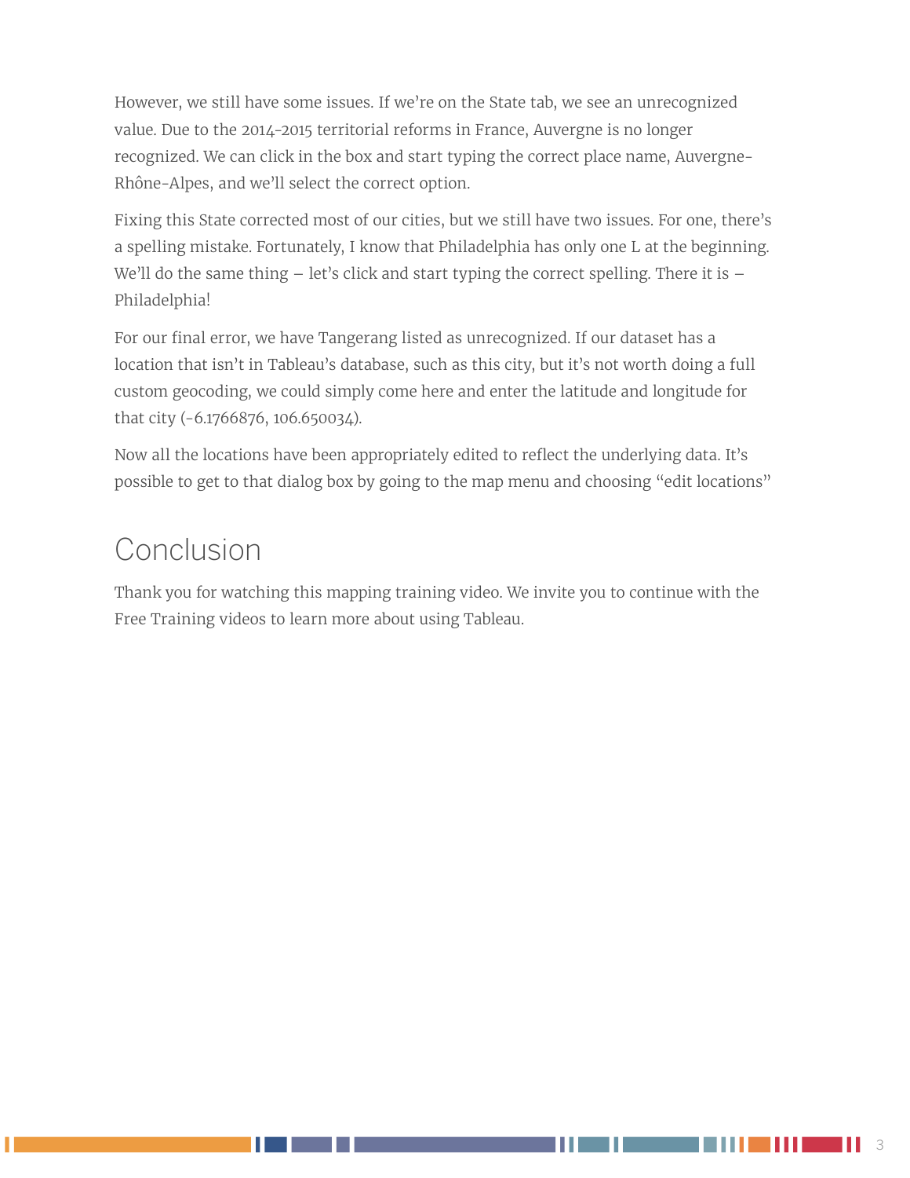However, we still have some issues. If we're on the State tab, we see an unrecognized value. Due to the 2014-2015 territorial reforms in France, Auvergne is no longer recognized. We can click in the box and start typing the correct place name, Auvergne-Rhône-Alpes, and we'll select the correct option.

Fixing this State corrected most of our cities, but we still have two issues. For one, there's a spelling mistake. Fortunately, I know that Philadelphia has only one L at the beginning. We'll do the same thing – let's click and start typing the correct spelling. There it is – Philadelphia!

For our final error, we have Tangerang listed as unrecognized. If our dataset has a location that isn't in Tableau's database, such as this city, but it's not worth doing a full custom geocoding, we could simply come here and enter the latitude and longitude for that city (-6.1766876, 106.650034).

Now all the locations have been appropriately edited to reflect the underlying data. It's possible to get to that dialog box by going to the map menu and choosing "edit locations"

## Conclusion

Thank you for watching this mapping training video. We invite you to continue with the Free Training videos to learn more about using Tableau.